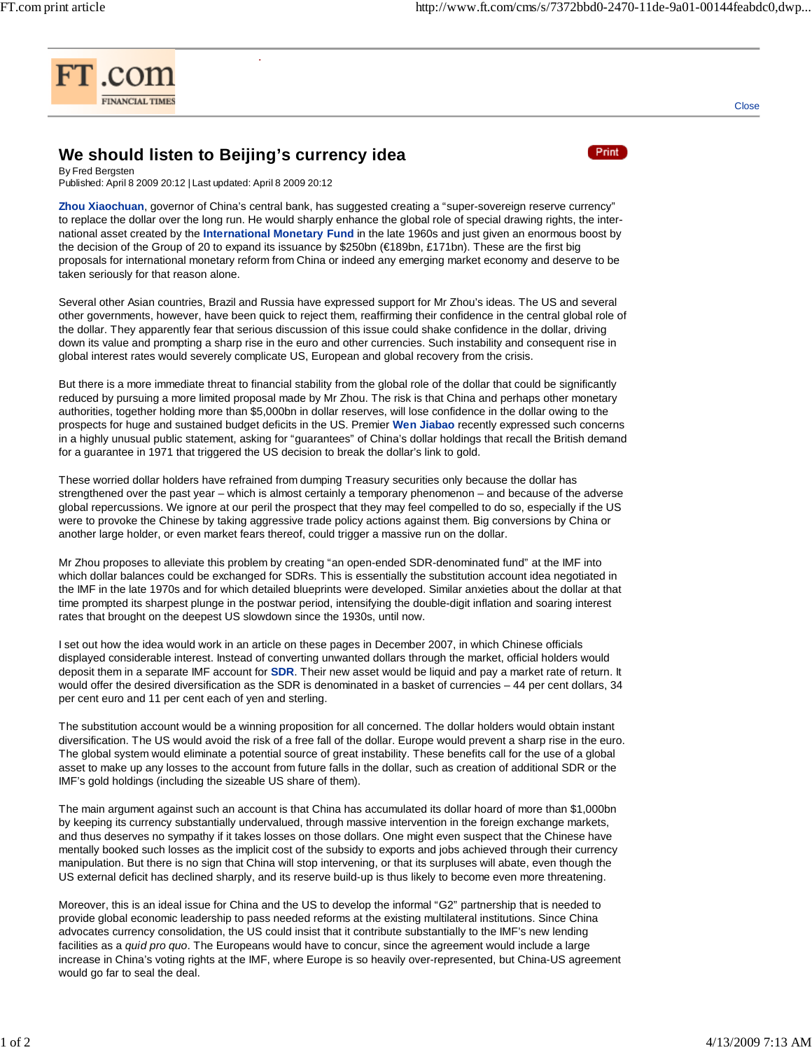# We should listen to Beijing's currency idea

By Fred Bergsten

Published: April 8 2009 20:12 | Last updated: April 8 2009 20:12

**Zhou Xiaochuan**, governor of China's central bank, has suggested creating a "super-sovereign reserve currency" to replace the dollar over the long run. He would sharply enhance the global role of special drawing rights, the international asset created by the **International Monetary Fund** in the late 1960s and just given an enormous boost by the decision of the Group of 20 to expand its issuance by $250bn (€189bn, £171bn). These are the first big proposals for international monetary reform from China or indeed any emerging market economy and deserve to be taken seriously for that reason alone.

Several other Asian countries, Brazil and Russia have expressed support for Mr Zhou's ideas. The US and several other governments, however, have been quick to reject them, reaffirming their confidence in the central global role of the dollar. They apparently fear that serious discussion of this issue could shake confidence in the dollar, driving down its value and prompting a sharp rise in the euro and other currencies. Such instability and consequent rise in global interest rates would severely complicate US, European and global recovery from the crisis.

But there is a more immediate threat to financial stability from the global role of the dollar that could be significantly reduced by pursuing a more limited proposal made by Mr Zhou. The risk is that China and perhaps other monetary authorities, together holding more than $5,000bn in dollar reserves, will lose confidence in the dollar owing to the prospects for huge and sustained budget deficits in the US. Premier **Wen Jiabao** recently expressed such concerns in a highly unusual public statement, asking for "guarantees" of China's dollar holdings that recall the British demand for a guarantee in 1971 that triggered the US decision to break the dollar's link to gold.

These worried dollar holders have refrained from dumping Treasury securities only because the dollar has strengthened over the past year – which is almost certainly a temporary phenomenon – and because of the adverse global repercussions. We ignore at our peril the prospect that they may feel compelled to do so, especially if the US were to provoke the Chinese by taking aggressive trade policy actions against them. Big conversions by China or another large holder, or even market fears thereof, could trigger a massive run on the dollar.

Mr Zhou proposes to alleviate this problem by creating "an open-ended SDR-denominated fund" at the IMF into which dollar balances could be exchanged for SDRs. This is essentially the substitution account idea negotiated in the IMF in the late 1970s and for which detailed blueprints were developed. Similar anxieties about the dollar at that time prompted its sharpest plunge in the postwar period, intensifying the double-digit inflation and soaring interest rates that brought on the deepest US slowdown since the 1930s, until now.

I set out how the idea would work in an article on these pages in December 2007, in which Chinese officials displayed considerable interest. Instead of converting unwanted dollars through the market, official holders would deposit them in a separate IMF account for **SDR**. Their new asset would be liquid and pay a market rate of return. It would offer the desired diversification as the SDR is denominated in a basket of currencies – 44 per cent dollars, 34 per cent euro and 11 per cent each of yen and sterling.

The substitution account would be a winning proposition for all concerned. The dollar holders would obtain instant diversification. The US would avoid the risk of a free fall of the dollar. Europe would prevent a sharp rise in the euro. The global system would eliminate a potential source of great instability. These benefits call for the use of a global asset to make up any losses to the account from future falls in the dollar, such as creation of additional SDR or the IMF's gold holdings (including the sizeable US share of them).

The main argument against such an account is that China has accumulated its dollar hoard of more than $1,000bn by keeping its currency substantially undervalued, through massive intervention in the foreign exchange markets, and thus deserves no sympathy if it takes losses on those dollars. One might even suspect that the Chinese have mentally booked such losses as the implicit cost of the subsidy to exports and jobs achieved through their currency manipulation. But there is no sign that China will stop intervening, or that its surpluses will abate, even though the US external deficit has declined sharply, and its reserve build-up is thus likely to become even more threatening.

Moreover, this is an ideal issue for China and the US to develop the informal "G2" partnership that is needed to provide global economic leadership to pass needed reforms at the existing multilateral institutions. Since China advocates currency consolidation, the US could insist that it contribute substantially to the IMF's new lending facilities as a *quid pro quo*. The Europeans would have to concur, since the agreement would include a large increase in China's voting rights at the IMF, where Europe is so heavily over-represented, but China-US agreement would go far to seal the deal.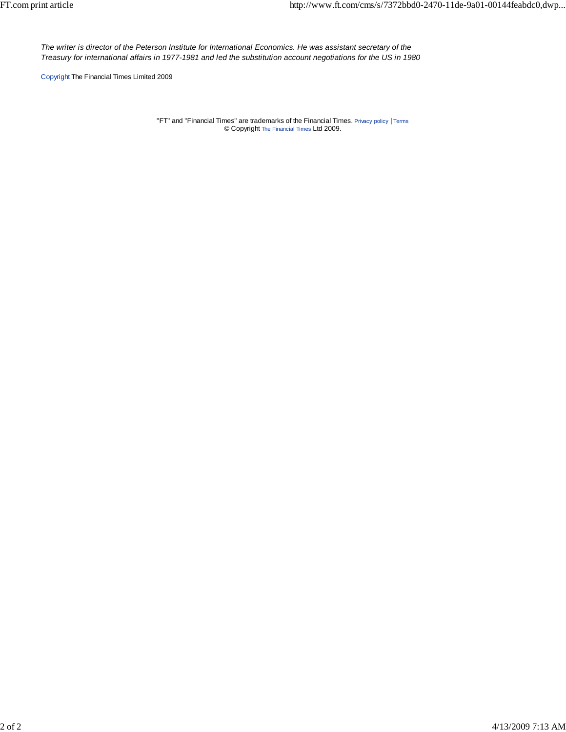*The writer is director of the Peterson Institute for International Economics. He was assistant secretary of the Treasury for international affairs in 1977-1981 and led the substitution account negotiations for the US in 1980*

Copyright The Financial Times Limited 2009

"FT" and "Financial Times" are trademarks of the Financial Times. Privacy policy | Terms
© Copyright The Financial Times Ltd 2009.